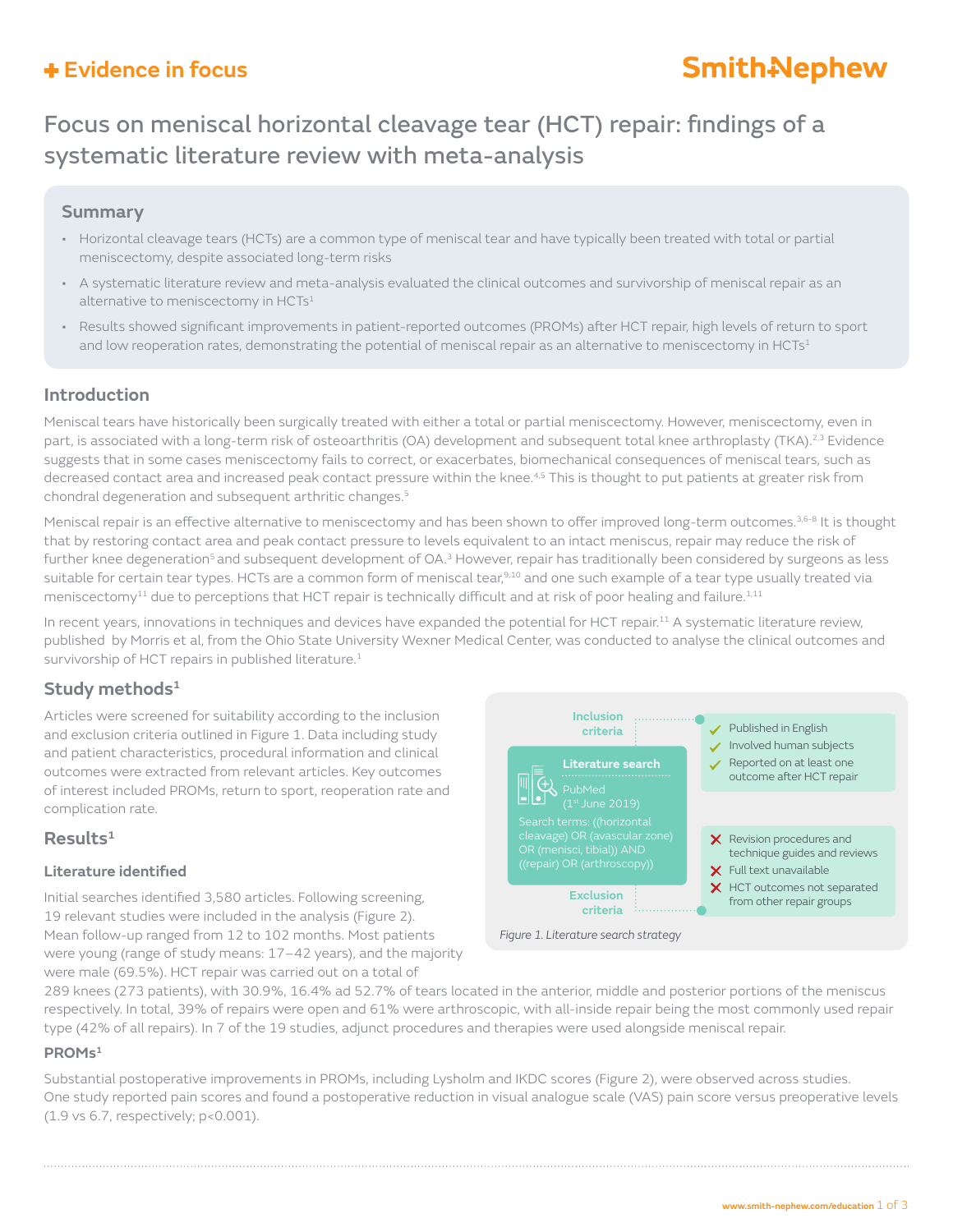**+ Evidence in focus**

**Smith+Nephew**

# Focus on meniscal horizontal cleavage tear (HCT) repair: findings of a systematic literature review with meta-analysis

## Summary

- Horizontal cleavage tears (HCTs) are a common type of meniscal tear and have typically been treated with total or partial meniscectomy, despite associated long-term risks
- A systematic literature review and meta-analysis evaluated the clinical outcomes and survivorship of meniscal repair as an alternative to meniscectomy in HCTs[1]
- Results showed significant improvements in patient-reported outcomes (PROMs) after HCT repair, high levels of return to sport and low reoperation rates, demonstrating the potential of meniscal repair as an alternative to meniscectomy in HCTs[1]

## Introduction

Meniscal tears have historically been surgically treated with either a total or partial meniscectomy. However, meniscectomy, even in part, is associated with a long-term risk of osteoarthritis (OA) development and subsequent total knee arthroplasty (TKA).[2,3] Evidence suggests that in some cases meniscectomy fails to correct, or exacerbates, biomechanical consequences of meniscal tears, such as decreased contact area and increased peak contact pressure within the knee.[4,5] This is thought to put patients at greater risk from chondral degeneration and subsequent arthritic changes.[5]

Meniscal repair is an effective alternative to meniscectomy and has been shown to offer improved long-term outcomes.[3,6-8] It is thought that by restoring contact area and peak contact pressure to levels equivalent to an intact meniscus, repair may reduce the risk of further knee degeneration[5] and subsequent development of OA.[3] However, repair has traditionally been considered by surgeons as less suitable for certain tear types. HCTs are a common form of meniscal tear,[9,10] and one such example of a tear type usually treated via meniscectomy[11] due to perceptions that HCT repair is technically difficult and at risk of poor healing and failure.[1,11]

In recent years, innovations in techniques and devices have expanded the potential for HCT repair.[11] A systematic literature review, published by Morris et al, from the Ohio State University Wexner Medical Center, was conducted to analyse the clinical outcomes and survivorship of HCT repairs in published literature.[1]

## Study methods[1]

Articles were screened for suitability according to the inclusion and exclusion criteria outlined in Figure 1. Data including study and patient characteristics, procedural information and clinical outcomes were extracted from relevant articles. Key outcomes of interest included PROMs, return to sport, reoperation rate and complication rate.

**Literature search**

PubMed (1st June 2019)

Search terms: ((horizontal cleavage) OR (avascular zone) OR (menisci, tibial)) AND ((repair) OR (arthroscopy))

**Inclusion criteria**

- ✓ Published in English
- ✓ Involved human subjects
- ✓ Reported on at least one outcome after HCT repair

**Exclusion criteria**

- ✗ Revision procedures and technique guides and reviews
- ✗ Full text unavailable
- ✗ HCT outcomes not separated from other repair groups

*Figure 1. Literature search strategy*

## Results[1]

### Literature identified

Initial searches identified 3,580 articles. Following screening, 19 relevant studies were included in the analysis (Figure 2). Mean follow-up ranged from 12 to 102 months. Most patients were young (range of study means: 17–42 years), and the majority were male (69.5%). HCT repair was carried out on a total of 289 knees (273 patients), with 30.9%, 16.4% ad 52.7% of tears located in the anterior, middle and posterior portions of the meniscus respectively. In total, 39% of repairs were open and 61% were arthroscopic, with all-inside repair being the most commonly used repair type (42% of all repairs). In 7 of the 19 studies, adjunct procedures and therapies were used alongside meniscal repair.

### PROMs[1]

Substantial postoperative improvements in PROMs, including Lysholm and IKDC scores (Figure 2), were observed across studies. One study reported pain scores and found a postoperative reduction in visual analogue scale (VAS) pain score versus preoperative levels (1.9 vs 6.7, respectively; $p<0.001$).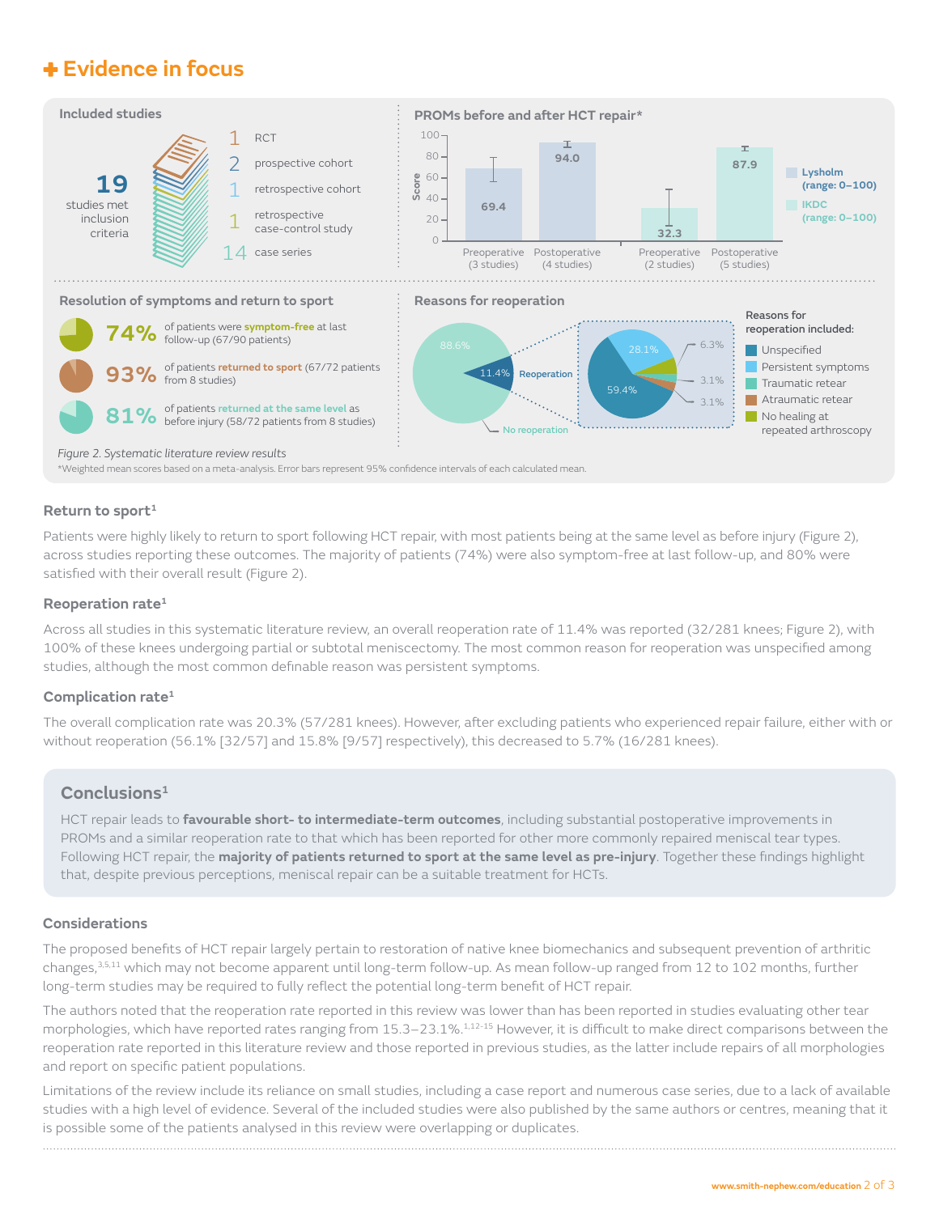## ✚ Evidence in focus

### Included studies

**19** studies met inclusion criteria

- 1 RCT
- 2 prospective cohort
- 1 retrospective cohort
- 1 retrospective case-control study
- 14 case series

### PROMs before and after HCT repair*

| | Preoperative | Postoperative |
| --- | --- | --- |
| Lysholm (range: 0–100) | 69.4 (3 studies) | 94.0 (4 studies) |
| IKDC (range: 0–100) | 32.3 (2 studies) | 87.9 (5 studies) |

### Resolution of symptoms and return to sport

- **74%** of patients were **symptom-free** at last follow-up (67/90 patients)
- **93%** of patients **returned to sport** (67/72 patients from 8 studies)
- **81%** of patients **returned at the same level** as before injury (58/72 patients from 8 studies)

### Reasons for reoperation

No reoperation: 88.6%; Reoperation: 11.4%

Reasons for reoperation included:

- Unspecified: 59.4%
- Persistent symptoms: 28.1%
- Traumatic retear: 3.1%
- Atraumatic retear: 3.1%
- No healing at repeated arthroscopy: 6.3%

*Figure 2. Systematic literature review results*

*Weighted mean scores based on a meta-analysis. Error bars represent 95% confidence intervals of each calculated mean.

### Return to sport[1]

Patients were highly likely to return to sport following HCT repair, with most patients being at the same level as before injury (Figure 2), across studies reporting these outcomes. The majority of patients (74%) were also symptom-free at last follow-up, and 80% were satisfied with their overall result (Figure 2).

### Reoperation rate[1]

Across all studies in this systematic literature review, an overall reoperation rate of 11.4% was reported (32/281 knees; Figure 2), with 100% of these knees undergoing partial or subtotal meniscectomy. The most common reason for reoperation was unspecified among studies, although the most common definable reason was persistent symptoms.

### Complication rate[1]

The overall complication rate was 20.3% (57/281 knees). However, after excluding patients who experienced repair failure, either with or without reoperation (56.1% [32/57] and 15.8% [9/57] respectively), this decreased to 5.7% (16/281 knees).

## Conclusions[1]

HCT repair leads to **favourable short- to intermediate-term outcomes**, including substantial postoperative improvements in PROMs and a similar reoperation rate to that which has been reported for other more commonly repaired meniscal tear types. Following HCT repair, the **majority of patients returned to sport at the same level as pre-injury**. Together these findings highlight that, despite previous perceptions, meniscal repair can be a suitable treatment for HCTs.

### Considerations

The proposed benefits of HCT repair largely pertain to restoration of native knee biomechanics and subsequent prevention of arthritic changes,[3,5,11] which may not become apparent until long-term follow-up. As mean follow-up ranged from 12 to 102 months, further long-term studies may be required to fully reflect the potential long-term benefit of HCT repair.

The authors noted that the reoperation rate reported in this review was lower than has been reported in studies evaluating other tear morphologies, which have reported rates ranging from 15.3–23.1%.[1,12-15] However, it is difficult to make direct comparisons between the reoperation rate reported in this literature review and those reported in previous studies, as the latter include repairs of all morphologies and report on specific patient populations.

Limitations of the review include its reliance on small studies, including a case report and numerous case series, due to a lack of available studies with a high level of evidence. Several of the included studies were also published by the same authors or centres, meaning that it is possible some of the patients analysed in this review were overlapping or duplicates.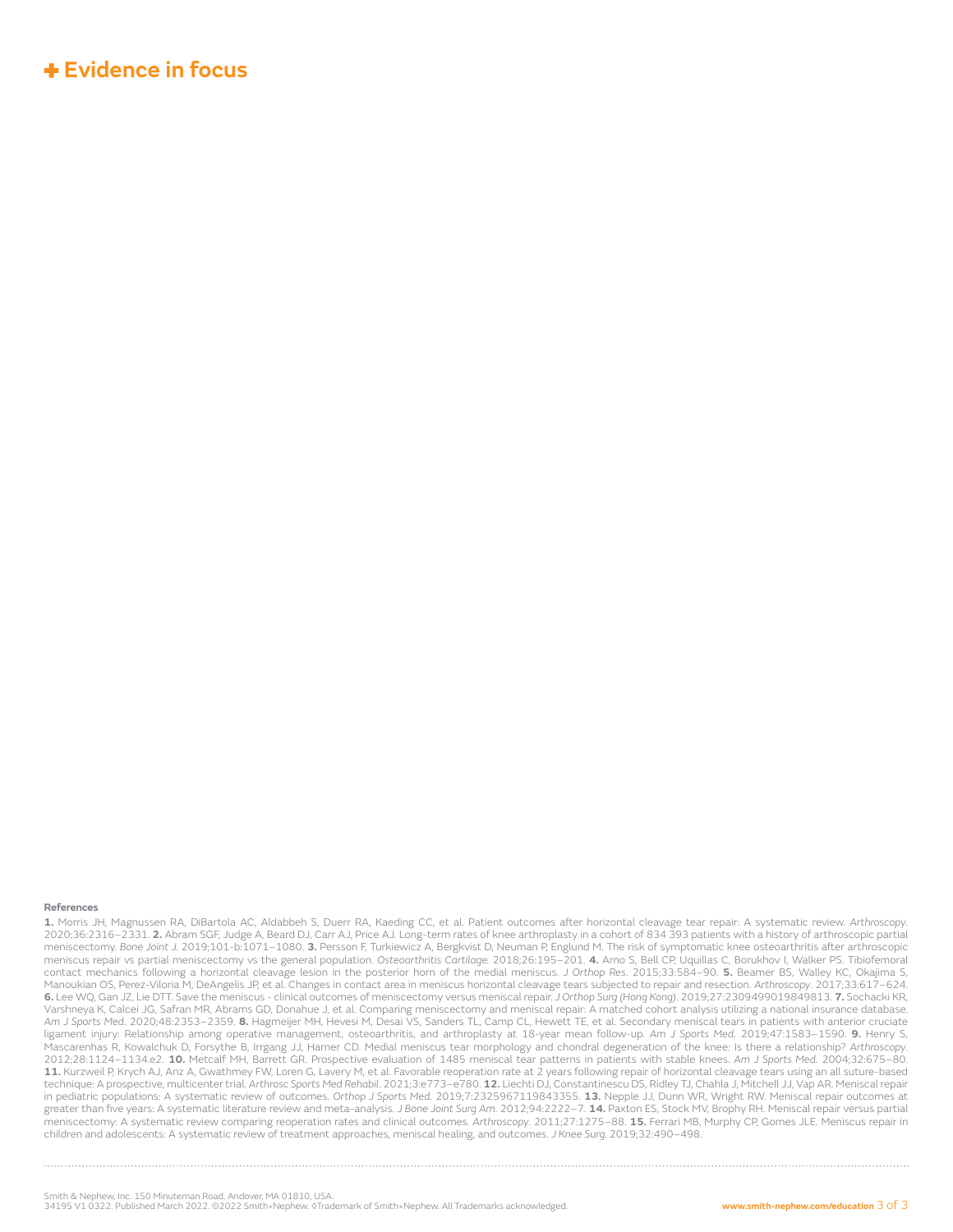# ✚ Evidence in focus

**References**

**1.** Morris JH, Magnussen RA, DiBartola AC, Aldabbeh S, Duerr RA, Kaeding CC, et al. Patient outcomes after horizontal cleavage tear repair: A systematic review. *Arthroscopy*. 2020;36:2316–2331. **2.** Abram SGF, Judge A, Beard DJ, Carr AJ, Price AJ. Long-term rates of knee arthroplasty in a cohort of 834 393 patients with a history of arthroscopic partial meniscectomy. *Bone Joint J.* 2019;101-b:1071–1080. **3.** Persson F, Turkiewicz A, Bergkvist D, Neuman P, Englund M. The risk of symptomatic knee osteoarthritis after arthroscopic meniscus repair vs partial meniscectomy vs the general population. *Osteoarthritis Cartilage.* 2018;26:195–201. **4.** Arno S, Bell CP, Uquillas C, Borukhov I, Walker PS. Tibiofemoral contact mechanics following a horizontal cleavage lesion in the posterior horn of the medial meniscus. *J Orthop Res*. 2015;33:584–90. **5.** Beamer BS, Walley KC, Okajima S, Manoukian OS, Perez-Viloria M, DeAngelis JP, et al. Changes in contact area in meniscus horizontal cleavage tears subjected to repair and resection. *Arthroscopy*. 2017;33:617–624. **6.** Lee WQ, Gan JZ, Lie DTT. Save the meniscus - clinical outcomes of meniscectomy versus meniscal repair. *J Orthop Surg (Hong Kong)*. 2019;27:2309499019849813. **7.** Sochacki KR, Varshneya K, Calcei JG, Safran MR, Abrams GD, Donahue J, et al. Comparing meniscectomy and meniscal repair: A matched cohort analysis utilizing a national insurance database. *Am J Sports Med*. 2020;48:2353–2359. **8.** Hagmeijer MH, Hevesi M, Desai VS, Sanders TL, Camp CL, Hewett TE, et al. Secondary meniscal tears in patients with anterior cruciate ligament injury: Relationship among operative management, osteoarthritis, and arthroplasty at 18-year mean follow-up. *Am J Sports Med*. 2019;47:1583–1590. **9.** Henry S, Mascarenhas R, Kowalchuk D, Forsythe B, Irrgang JJ, Harner CD. Medial meniscus tear morphology and chondral degeneration of the knee: Is there a relationship? *Arthroscopy*. 2012;28:1124–1134.e2. **10.** Metcalf MH, Barrett GR. Prospective evaluation of 1485 meniscal tear patterns in patients with stable knees. *Am J Sports Med*. 2004;32:675–80. **11.** Kurzweil P, Krych AJ, Anz A, Gwathmey FW, Loren G, Lavery M, et al. Favorable reoperation rate at 2 years following repair of horizontal cleavage tears using an all suture-based technique: A prospective, multicenter trial. *Arthrosc Sports Med Rehabil*. 2021;3:e773–e780. **12.** Liechti DJ, Constantinescu DS, Ridley TJ, Chahla J, Mitchell JJ, Vap AR. Meniscal repair in pediatric populations: A systematic review of outcomes. *Orthop J Sports Med.* 2019;7:2325967119843355. **13.** Nepple JJ, Dunn WR, Wright RW. Meniscal repair outcomes at greater than five years: A systematic literature review and meta-analysis. *J Bone Joint Surg Am.* 2012;94:2222–7. **14.** Paxton ES, Stock MV, Brophy RH. Meniscal repair versus partial meniscectomy: A systematic review comparing reoperation rates and clinical outcomes. *Arthroscopy*. 2011;27:1275–88. **15.** Ferrari MB, Murphy CP, Gomes JLE. Meniscus repair in children and adolescents: A systematic review of treatment approaches, meniscal healing, and outcomes. *J Knee Surg.* 2019;32:490–498.

Smith & Nephew, Inc. 150 Minuteman Road, Andover, MA 01810, USA.
34195 V1 0322. Published March 2022. ©2022 Smith+Nephew. ◊Trademark of Smith+Nephew. All Trademarks acknowledged.

**www.smith-nephew.com/education**